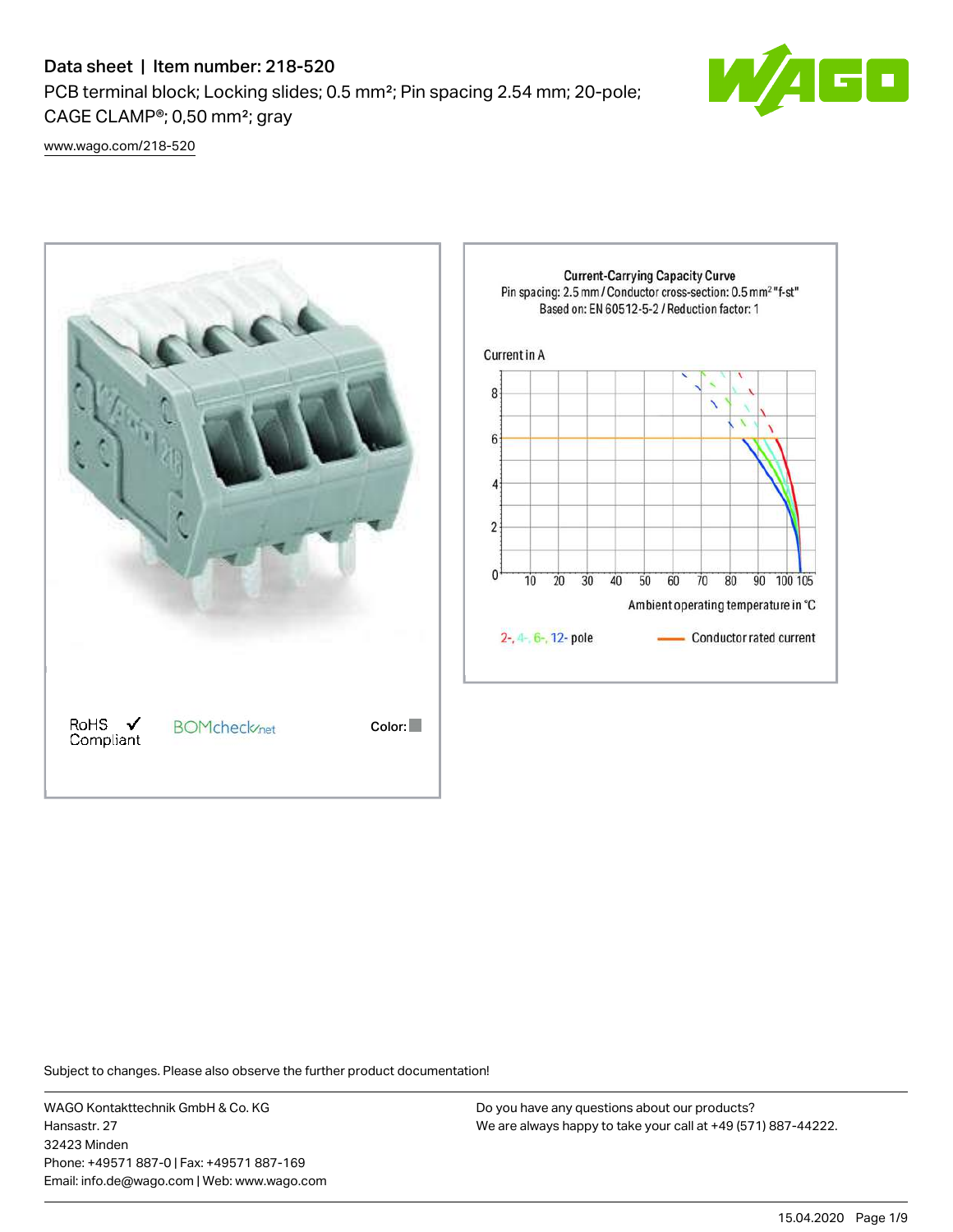# Data sheet | Item number: 218-520

PCB terminal block; Locking slides; 0.5 mm²; Pin spacing 2.54 mm; 20-pole; CAGE CLAMP®; 0,50 mm²; gray

www.wago.com/218-520

RoHS ✓ Compliant

BOMcheck.net

Color:

**Current-Carrying Capacity Curve**
Pin spacing: 2.5 mm / Conductor cross-section: 0.5 mm² "f-st"
Based on: EN 60512-5-2 / Reduction factor: 1

Current in A

Ambient operating temperature in °C

2-, 4-, 6-, 12- pole

Conductor rated current

Subject to changes. Please also observe the further product documentation!

WAGO Kontakttechnik GmbH & Co. KG
Hansastr. 27
32423 Minden
Phone: +49571 887-0 | Fax: +49571 887-169
Email: info.de@wago.com | Web: www.wago.com

Do you have any questions about our products?
We are always happy to take your call at +49 (571) 887-44222.

15.04.2020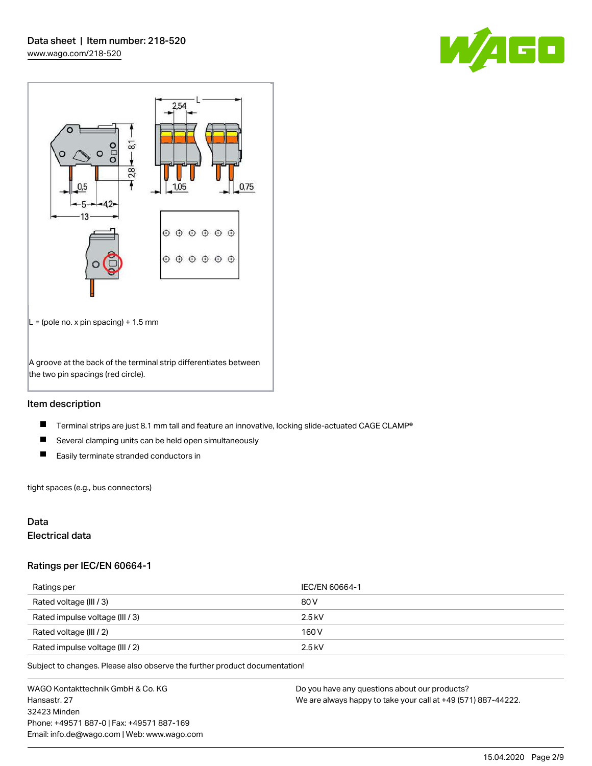L = (pole no. x pin spacing) + 1.5 mm

A groove at the back of the terminal strip differentiates between the two pin spacings (red circle).

## Item description

- Terminal strips are just 8.1 mm tall and feature an innovative, locking slide-actuated CAGE CLAMP®
- Several clamping units can be held open simultaneously
- Easily terminate stranded conductors in

tight spaces (e.g., bus connectors)

## Data

### Electrical data

### Ratings per IEC/EN 60664-1

| Ratings per | IEC/EN 60664-1 |
|---|---|
| Rated voltage (III / 3) | 80 V |
| Rated impulse voltage (III / 3) | 2.5 kV |
| Rated voltage (III / 2) | 160 V |
| Rated impulse voltage (III / 2) | 2.5 kV |

Subject to changes. Please also observe the further product documentation!

WAGO Kontakttechnik GmbH & Co. KG
Hansastr. 27
32423 Minden
Phone: +49571 887-0 | Fax: +49571 887-169
Email: info.de@wago.com | Web: www.wago.com

Do you have any questions about our products?
We are always happy to take your call at +49 (571) 887-44222.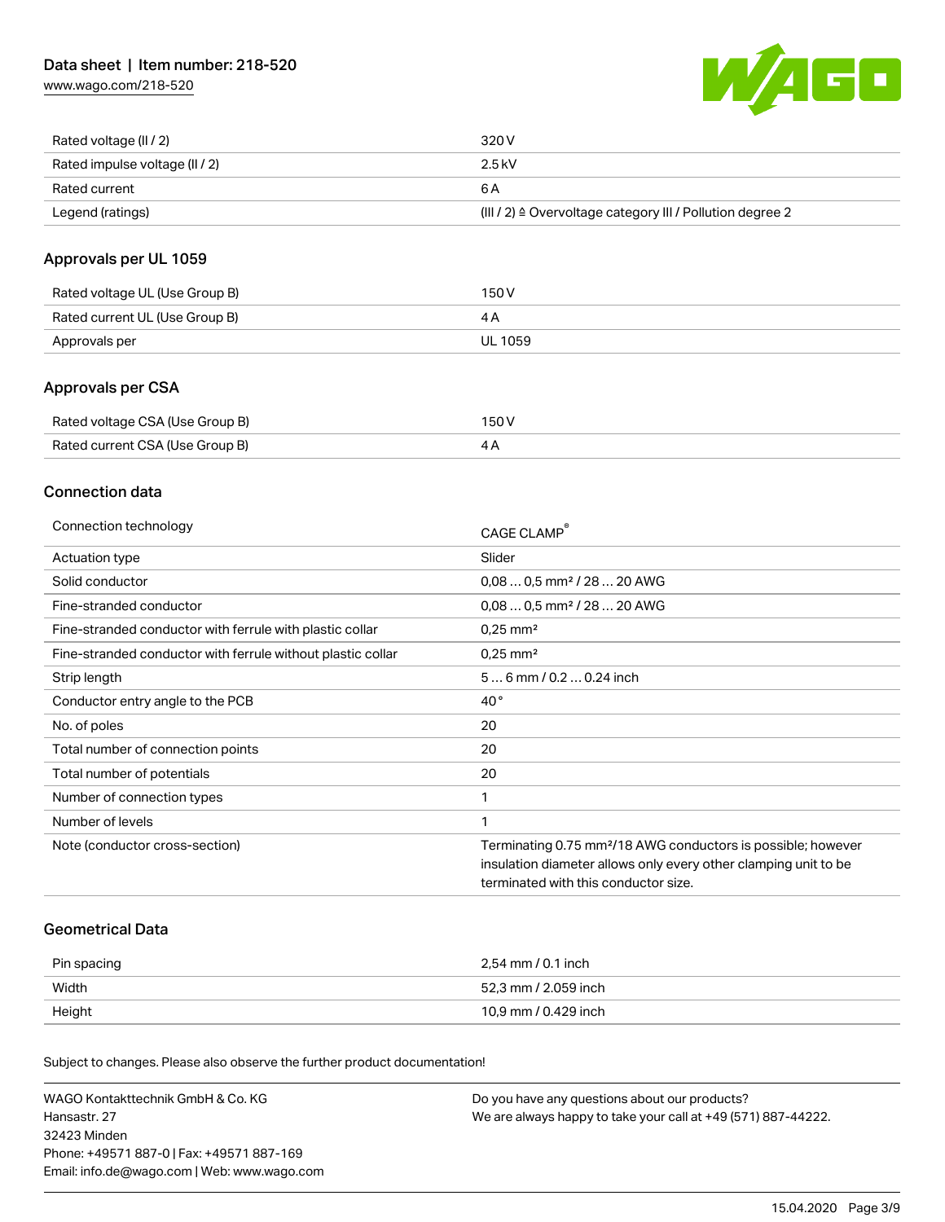| | |
|---|---|
| Rated voltage (II / 2) | 320 V |
| Rated impulse voltage (II / 2) | 2.5 kV |
| Rated current | 6 A |
| Legend (ratings) | (III / 2) ≙ Overvoltage category III / Pollution degree 2 |

## Approvals per UL 1059

| | |
|---|---|
| Rated voltage UL (Use Group B) | 150 V |
| Rated current UL (Use Group B) | 4 A |
| Approvals per | UL 1059 |

## Approvals per CSA

| | |
|---|---|
| Rated voltage CSA (Use Group B) | 150 V |
| Rated current CSA (Use Group B) | 4 A |

## Connection data

| | |
|---|---|
| Connection technology | CAGE CLAMP® |
| Actuation type | Slider |
| Solid conductor | 0,08 … 0,5 mm² / 28 … 20 AWG |
| Fine-stranded conductor | 0,08 … 0,5 mm² / 28 … 20 AWG |
| Fine-stranded conductor with ferrule with plastic collar | 0,25 mm² |
| Fine-stranded conductor with ferrule without plastic collar | 0,25 mm² |
| Strip length | 5 … 6 mm / 0.2 … 0.24 inch |
| Conductor entry angle to the PCB | 40 ° |
| No. of poles | 20 |
| Total number of connection points | 20 |
| Total number of potentials | 20 |
| Number of connection types | 1 |
| Number of levels | 1 |
| Note (conductor cross-section) | Terminating 0.75 mm²/18 AWG conductors is possible; however insulation diameter allows only every other clamping unit to be terminated with this conductor size. |

## Geometrical Data

| | |
|---|---|
| Pin spacing | 2,54 mm / 0.1 inch |
| Width | 52,3 mm / 2.059 inch |
| Height | 10,9 mm / 0.429 inch |

Subject to changes. Please also observe the further product documentation!

WAGO Kontakttechnik GmbH & Co. KG
Hansastr. 27
32423 Minden
Phone: +49571 887-0 | Fax: +49571 887-169
Email: info.de@wago.com | Web: www.wago.com

Do you have any questions about our products?
We are always happy to take your call at +49 (571) 887-44222.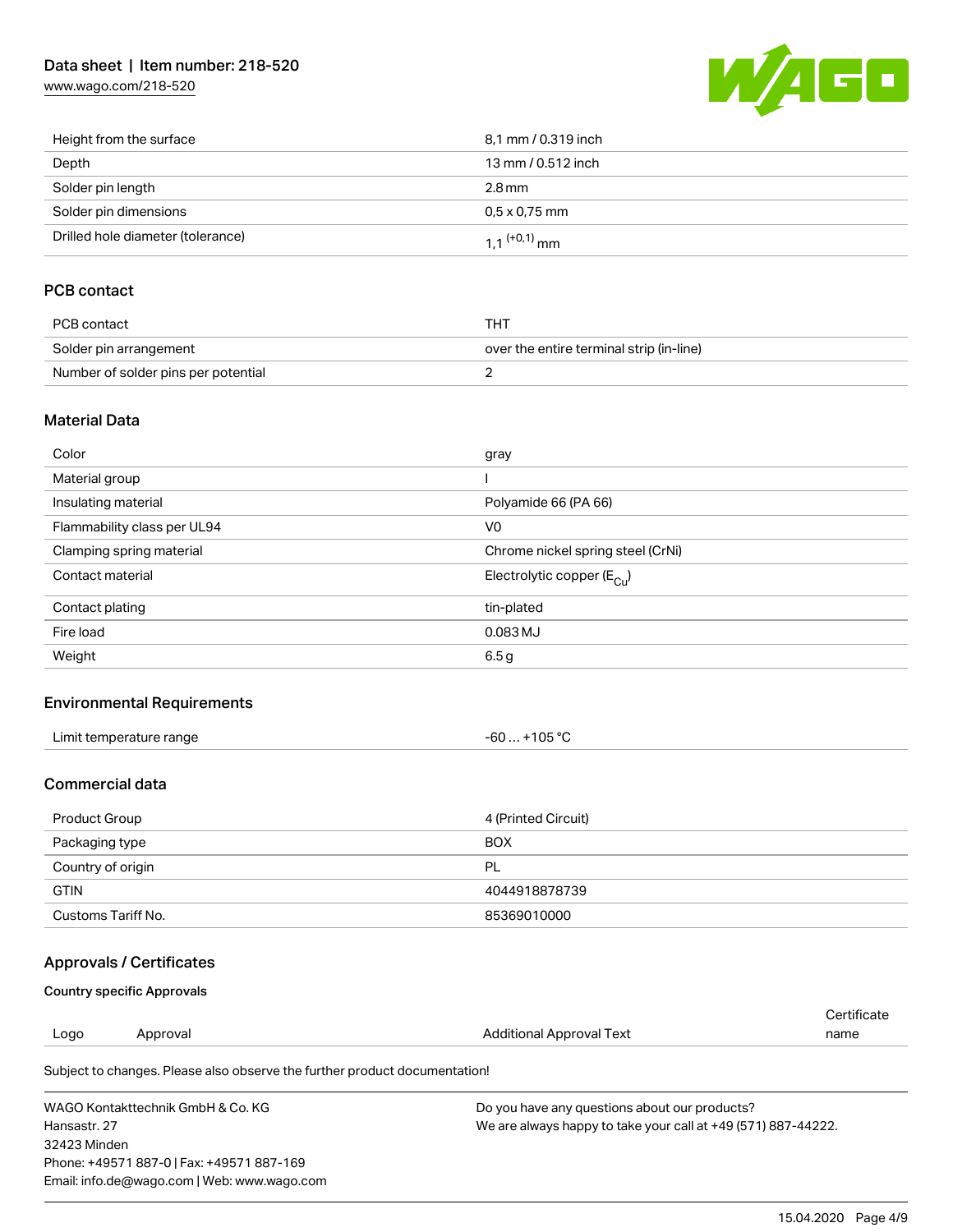| | |
|---|---|
| Height from the surface | 8,1 mm / 0.319 inch |
| Depth | 13 mm / 0.512 inch |
| Solder pin length | 2.8 mm |
| Solder pin dimensions | 0,5 x 0,75 mm |
| Drilled hole diameter (tolerance) | $1,1^{(+0,1)}$ mm |

## PCB contact

| | |
|---|---|
| PCB contact | THT |
| Solder pin arrangement | over the entire terminal strip (in-line) |
| Number of solder pins per potential | 2 |

## Material Data

| | |
|---|---|
| Color | gray |
| Material group | I |
| Insulating material | Polyamide 66 (PA 66) |
| Flammability class per UL94 | V0 |
| Clamping spring material | Chrome nickel spring steel (CrNi) |
| Contact material | Electrolytic copper ($E_{Cu}$) |
| Contact plating | tin-plated |
| Fire load | 0.083 MJ |
| Weight | 6.5 g |

## Environmental Requirements

| | |
|---|---|
| Limit temperature range | -60 … +105 °C |

## Commercial data

| | |
|---|---|
| Product Group | 4 (Printed Circuit) |
| Packaging type | BOX |
| Country of origin | PL |
| GTIN | 4044918878739 |
| Customs Tariff No. | 85369010000 |

## Approvals / Certificates

### Country specific Approvals

| Logo | Approval | Additional Approval Text | Certificate name |
|---|---|---|---|

Subject to changes. Please also observe the further product documentation!

WAGO Kontakttechnik GmbH & Co. KG
Hansastr. 27
32423 Minden
Phone: +49571 887-0 | Fax: +49571 887-169
Email: info.de@wago.com | Web: www.wago.com

Do you have any questions about our products?
We are always happy to take your call at +49 (571) 887-44222.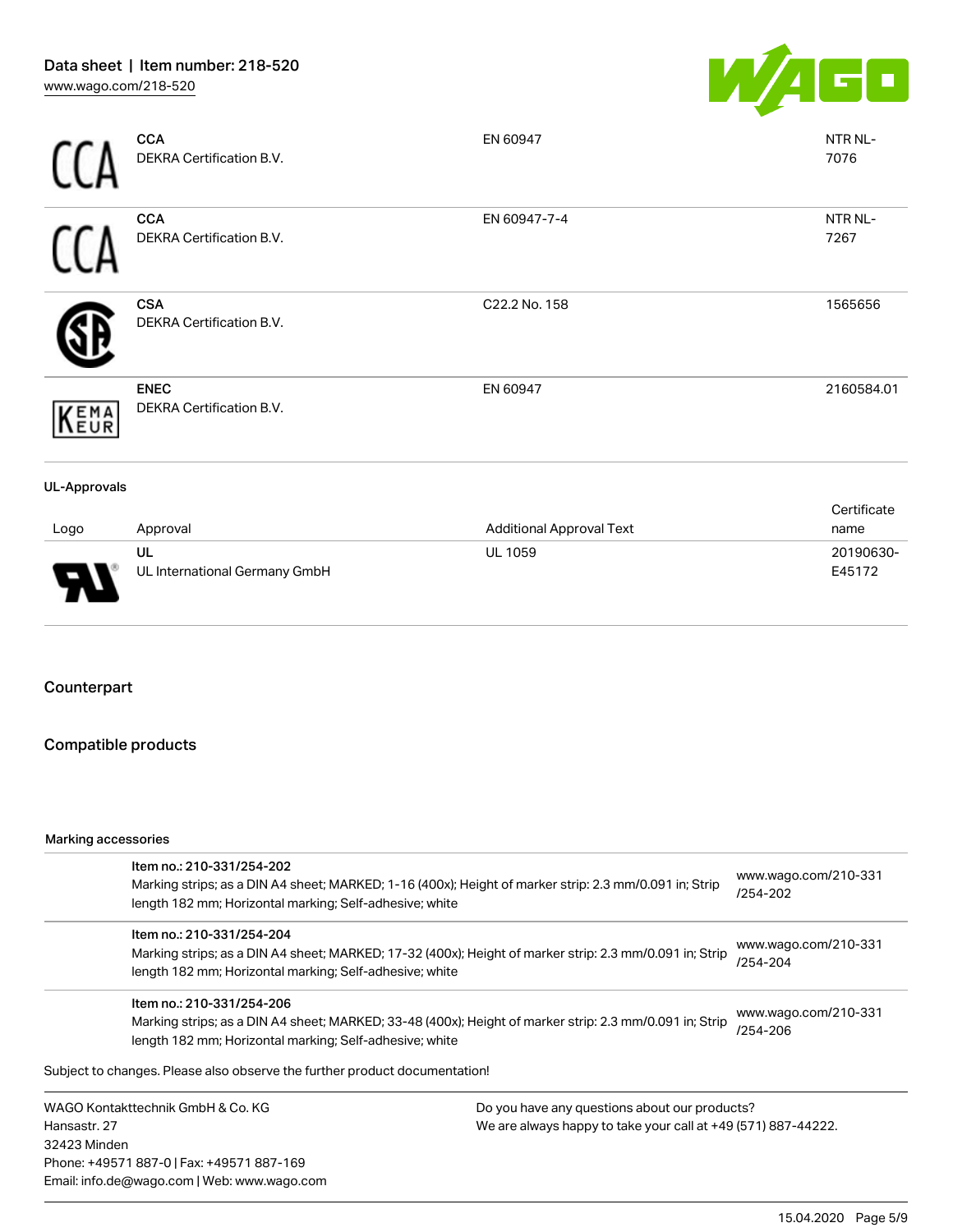| Logo | Approval | Additional Approval Text | Certificate name |
| --- | --- | --- | --- |
| CCA | **CCA**<br>DEKRA Certification B.V. | EN 60947 | NTR NL-7076 |
| CCA | **CCA**<br>DEKRA Certification B.V. | EN 60947-7-4 | NTR NL-7267 |
| | **CSA**<br>DEKRA Certification B.V. | C22.2 No. 158 | 1565656 |
| KEMA EUR | **ENEC**<br>DEKRA Certification B.V. | EN 60947 | 2160584.01 |

### UL-Approvals

| Logo | Approval | Additional Approval Text | Certificate name |
| --- | --- | --- | --- |
| | **UL**<br>UL International Germany GmbH | UL 1059 | 20190630-E45172 |

## Counterpart

## Compatible products

### Marking accessories

| Item | Link |
| --- | --- |
| Item no.: 210-331/254-202<br>Marking strips; as a DIN A4 sheet; MARKED; 1-16 (400x); Height of marker strip: 2.3 mm/0.091 in; Strip length 182 mm; Horizontal marking; Self-adhesive; white | www.wago.com/210-331/254-202 |
| Item no.: 210-331/254-204<br>Marking strips; as a DIN A4 sheet; MARKED; 17-32 (400x); Height of marker strip: 2.3 mm/0.091 in; Strip length 182 mm; Horizontal marking; Self-adhesive; white | www.wago.com/210-331/254-204 |
| Item no.: 210-331/254-206<br>Marking strips; as a DIN A4 sheet; MARKED; 33-48 (400x); Height of marker strip: 2.3 mm/0.091 in; Strip length 182 mm; Horizontal marking; Self-adhesive; white | www.wago.com/210-331/254-206 |

Subject to changes. Please also observe the further product documentation!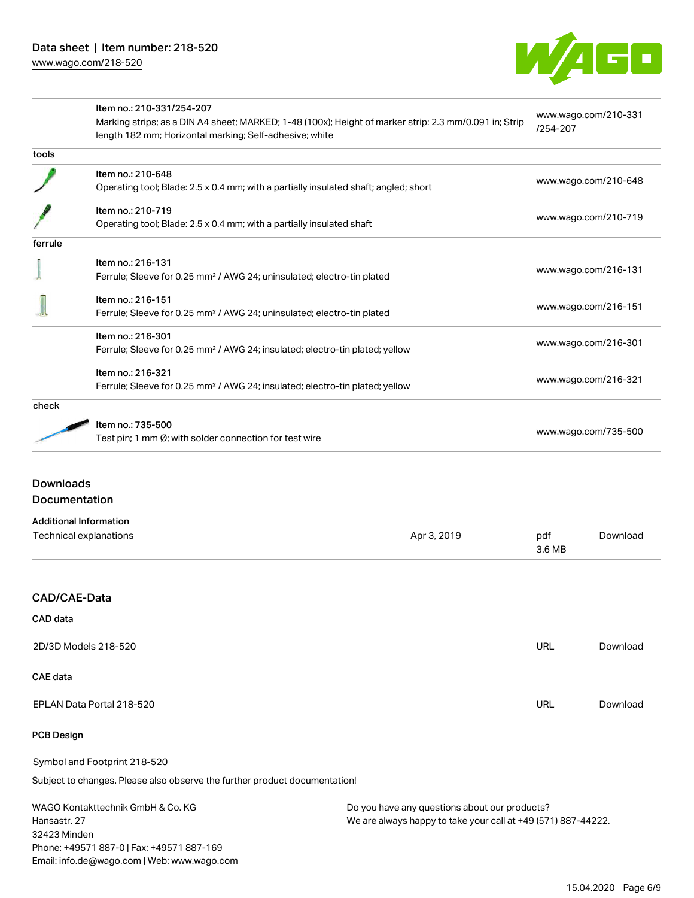| | | |
|---|---|---|
| | Item no.: 210-331/254-207<br>Marking strips; as a DIN A4 sheet; MARKED; 1-48 (100x); Height of marker strip: 2.3 mm/0.091 in; Strip length 182 mm; Horizontal marking; Self-adhesive; white | www.wago.com/210-331/254-207 |
| **tools** | | |
| | Item no.: 210-648<br>Operating tool; Blade: 2.5 x 0.4 mm; with a partially insulated shaft; angled; short | www.wago.com/210-648 |
| | Item no.: 210-719<br>Operating tool; Blade: 2.5 x 0.4 mm; with a partially insulated shaft | www.wago.com/210-719 |
| **ferrule** | | |
| | Item no.: 216-131<br>Ferrule; Sleeve for 0.25 mm² / AWG 24; uninsulated; electro-tin plated | www.wago.com/216-131 |
| | Item no.: 216-151<br>Ferrule; Sleeve for 0.25 mm² / AWG 24; uninsulated; electro-tin plated | www.wago.com/216-151 |
| | Item no.: 216-301<br>Ferrule; Sleeve for 0.25 mm² / AWG 24; insulated; electro-tin plated; yellow | www.wago.com/216-301 |
| | Item no.: 216-321<br>Ferrule; Sleeve for 0.25 mm² / AWG 24; insulated; electro-tin plated; yellow | www.wago.com/216-321 |
| **check** | | |
| | Item no.: 735-500<br>Test pin; 1 mm Ø; with solder connection for test wire | www.wago.com/735-500 |

## Downloads
## Documentation

### Additional Information

| | | | |
|---|---|---|---|
| Technical explanations | Apr 3, 2019 | pdf<br>3.6 MB | Download |

## CAD/CAE-Data

### CAD data

| | | |
|---|---|---|
| 2D/3D Models 218-520 | URL | Download |

### CAE data

| | | |
|---|---|---|
| EPLAN Data Portal 218-520 | URL | Download |

### PCB Design

Symbol and Footprint 218-520

Subject to changes. Please also observe the further product documentation!

WAGO Kontakttechnik GmbH & Co. KG
Hansastr. 27
32423 Minden
Phone: +49571 887-0 | Fax: +49571 887-169
Email: info.de@wago.com | Web: www.wago.com

Do you have any questions about our products?
We are always happy to take your call at +49 (571) 887-44222.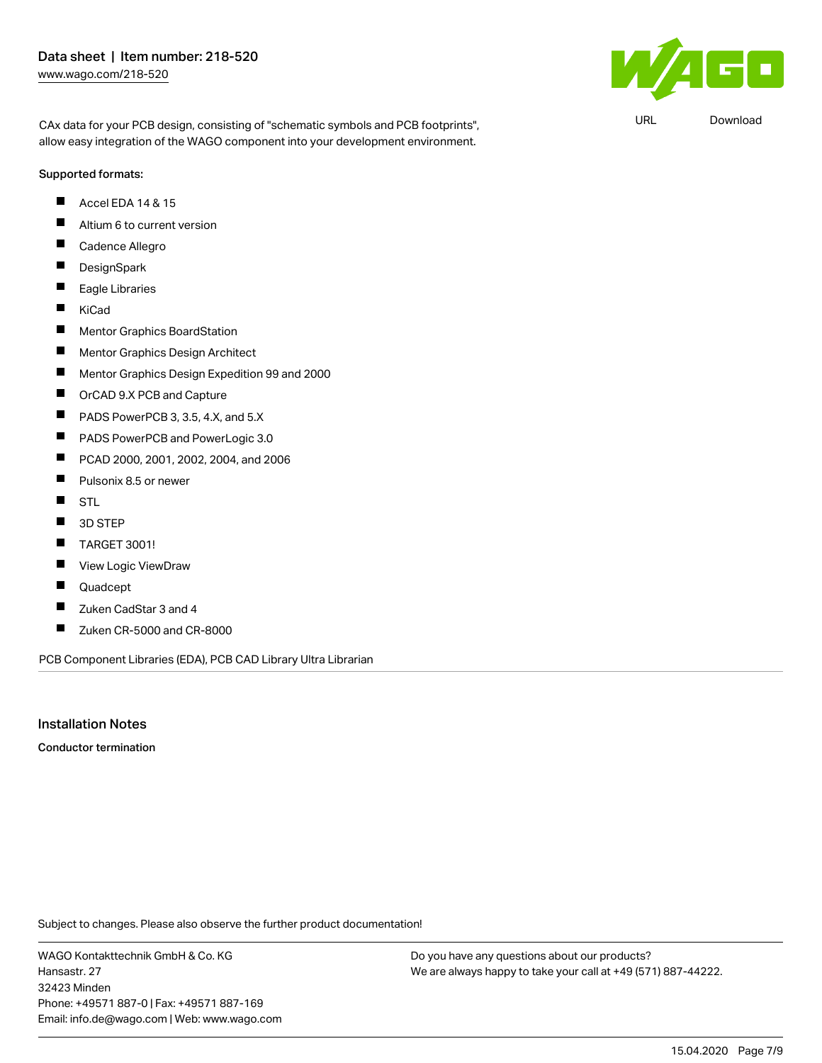CAx data for your PCB design, consisting of "schematic symbols and PCB footprints", allow easy integration of the WAGO component into your development environment.

URL Download

Supported formats:

- Accel EDA 14 & 15
- Altium 6 to current version
- Cadence Allegro
- DesignSpark
- Eagle Libraries
- KiCad
- Mentor Graphics BoardStation
- Mentor Graphics Design Architect
- Mentor Graphics Design Expedition 99 and 2000
- OrCAD 9.X PCB and Capture
- PADS PowerPCB 3, 3.5, 4.X, and 5.X
- PADS PowerPCB and PowerLogic 3.0
- PCAD 2000, 2001, 2002, 2004, and 2006
- Pulsonix 8.5 or newer
- STL
- 3D STEP
- TARGET 3001!
- View Logic ViewDraw
- Quadcept
- Zuken CadStar 3 and 4
- Zuken CR-5000 and CR-8000

PCB Component Libraries (EDA), PCB CAD Library Ultra Librarian

## Installation Notes

**Conductor termination**

Subject to changes. Please also observe the further product documentation!

WAGO Kontakttechnik GmbH & Co. KG
Hansastr. 27
32423 Minden
Phone: +49571 887-0 | Fax: +49571 887-169
Email: info.de@wago.com | Web: www.wago.com

Do you have any questions about our products?
We are always happy to take your call at +49 (571) 887-44222.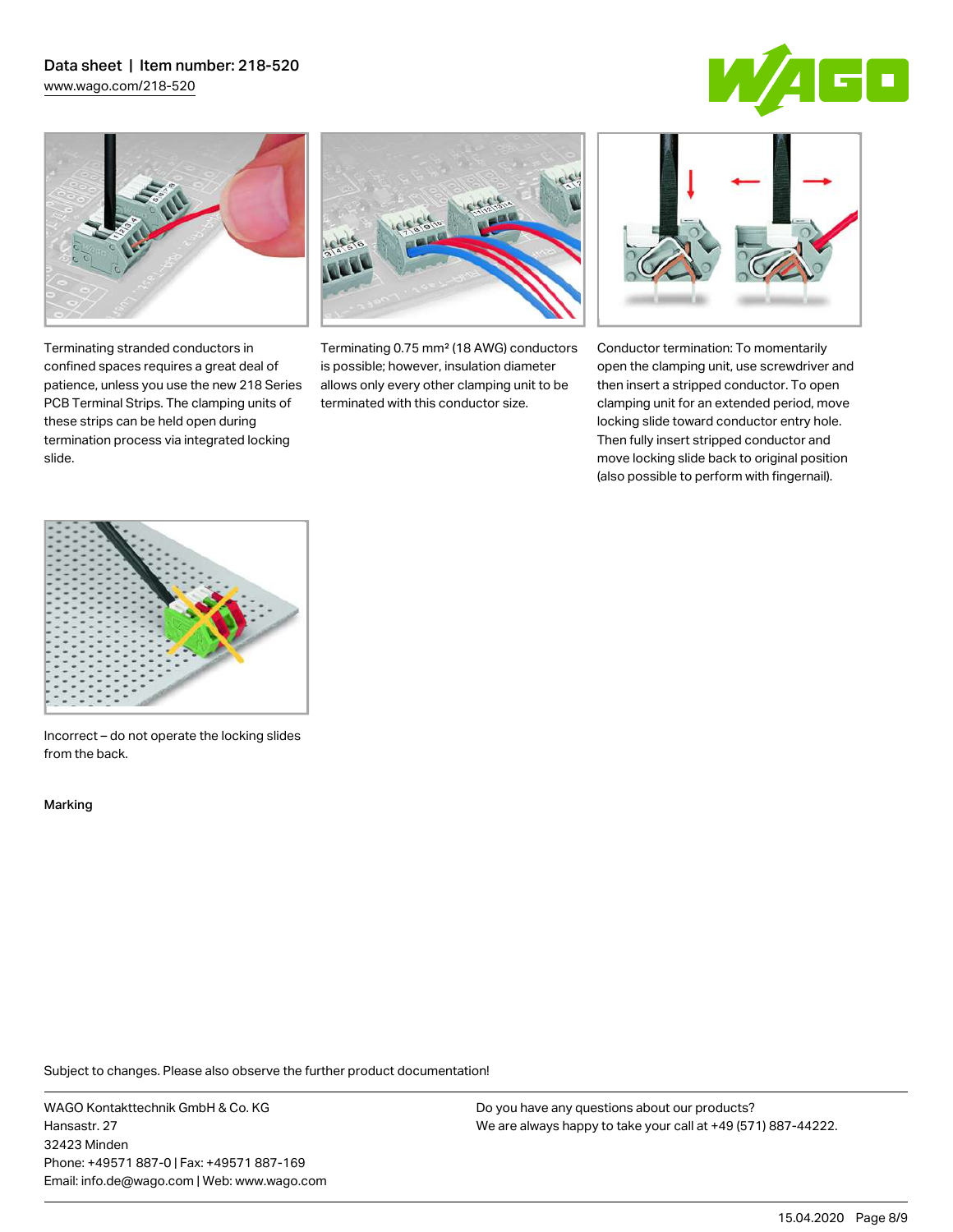Terminating stranded conductors in confined spaces requires a great deal of patience, unless you use the new 218 Series PCB Terminal Strips. The clamping units of these strips can be held open during termination process via integrated locking slide.

Terminating 0.75 mm² (18 AWG) conductors is possible; however, insulation diameter allows only every other clamping unit to be terminated with this conductor size.

Conductor termination: To momentarily open the clamping unit, use screwdriver and then insert a stripped conductor. To open clamping unit for an extended period, move locking slide toward conductor entry hole. Then fully insert stripped conductor and move locking slide back to original position (also possible to perform with fingernail).

Incorrect – do not operate the locking slides from the back.

Marking

Subject to changes. Please also observe the further product documentation!

WAGO Kontakttechnik GmbH & Co. KG
Hansastr. 27
32423 Minden
Phone: +49571 887-0 | Fax: +49571 887-169
Email: info.de@wago.com | Web: www.wago.com

Do you have any questions about our products?
We are always happy to take your call at +49 (571) 887-44222.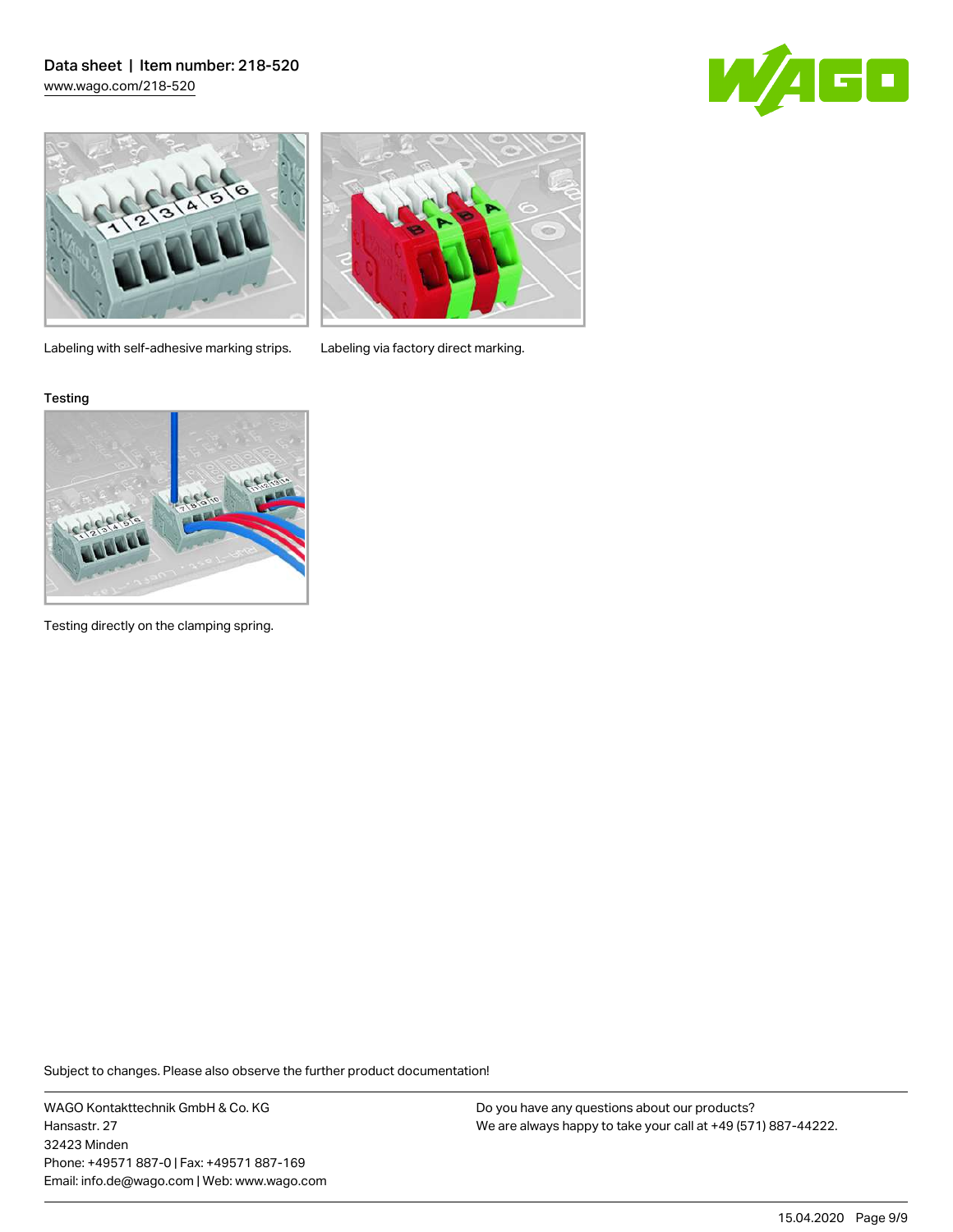Labeling with self-adhesive marking strips.

Labeling via factory direct marking.

## Testing

Testing directly on the clamping spring.

Subject to changes. Please also observe the further product documentation!

WAGO Kontakttechnik GmbH & Co. KG
Hansastr. 27
32423 Minden
Phone: +49571 887-0 | Fax: +49571 887-169
Email: info.de@wago.com | Web: www.wago.com

Do you have any questions about our products?
We are always happy to take your call at +49 (571) 887-44222.